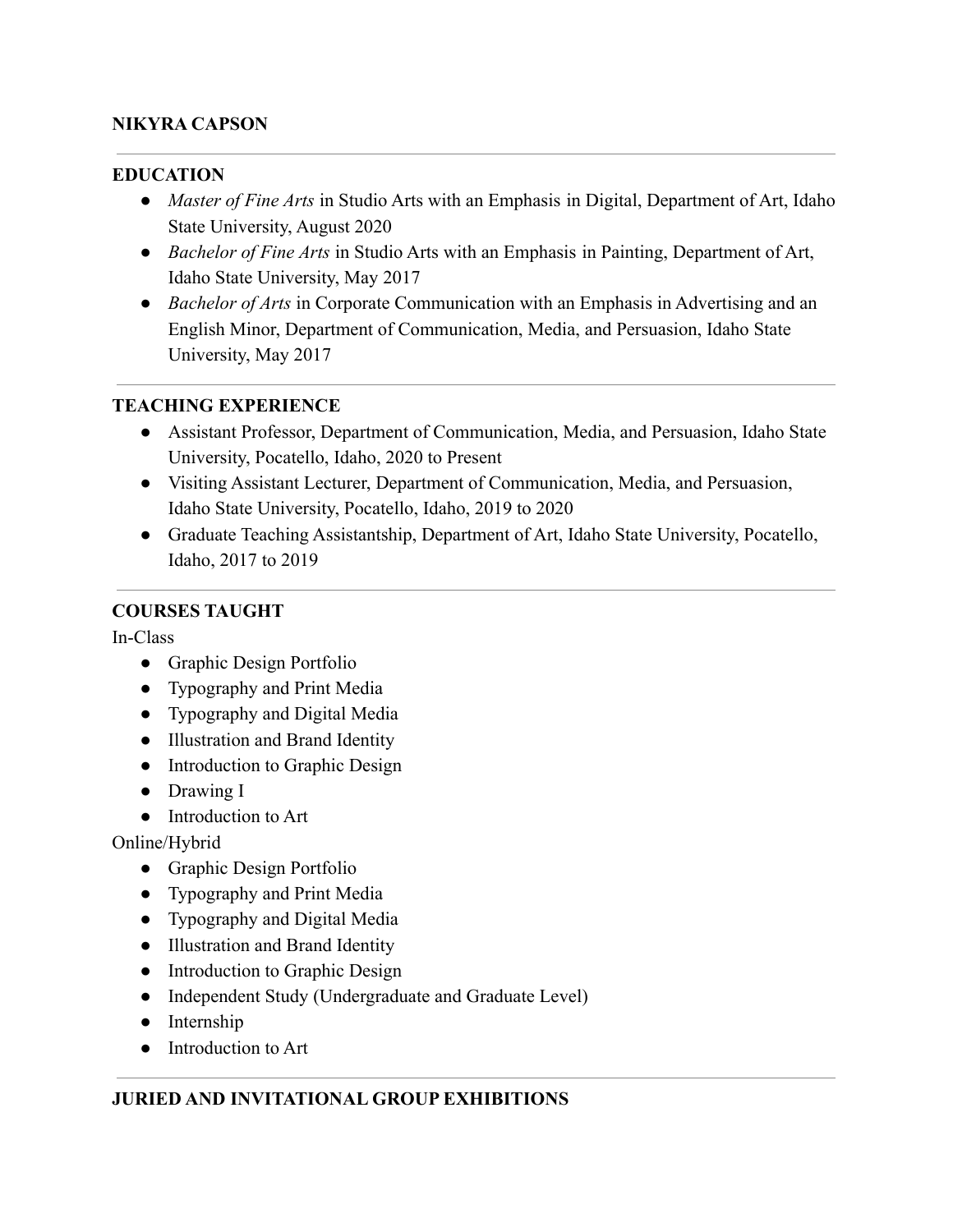# NIKYRA CAPSON

---

## EDUCATION

- *Master of Fine Arts* in Studio Arts with an Emphasis in Digital, Department of Art, Idaho State University, August 2020
- *Bachelor of Fine Arts* in Studio Arts with an Emphasis in Painting, Department of Art, Idaho State University, May 2017
- *Bachelor of Arts* in Corporate Communication with an Emphasis in Advertising and an English Minor, Department of Communication, Media, and Persuasion, Idaho State University, May 2017

---

## TEACHING EXPERIENCE

- Assistant Professor, Department of Communication, Media, and Persuasion, Idaho State University, Pocatello, Idaho, 2020 to Present
- Visiting Assistant Lecturer, Department of Communication, Media, and Persuasion, Idaho State University, Pocatello, Idaho, 2019 to 2020
- Graduate Teaching Assistantship, Department of Art, Idaho State University, Pocatello, Idaho, 2017 to 2019

---

## COURSES TAUGHT

In-Class

- Graphic Design Portfolio
- Typography and Print Media
- Typography and Digital Media
- Illustration and Brand Identity
- Introduction to Graphic Design
- Drawing I
- Introduction to Art

Online/Hybrid

- Graphic Design Portfolio
- Typography and Print Media
- Typography and Digital Media
- Illustration and Brand Identity
- Introduction to Graphic Design
- Independent Study (Undergraduate and Graduate Level)
- Internship
- Introduction to Art

---

## JURIED AND INVITATIONAL GROUP EXHIBITIONS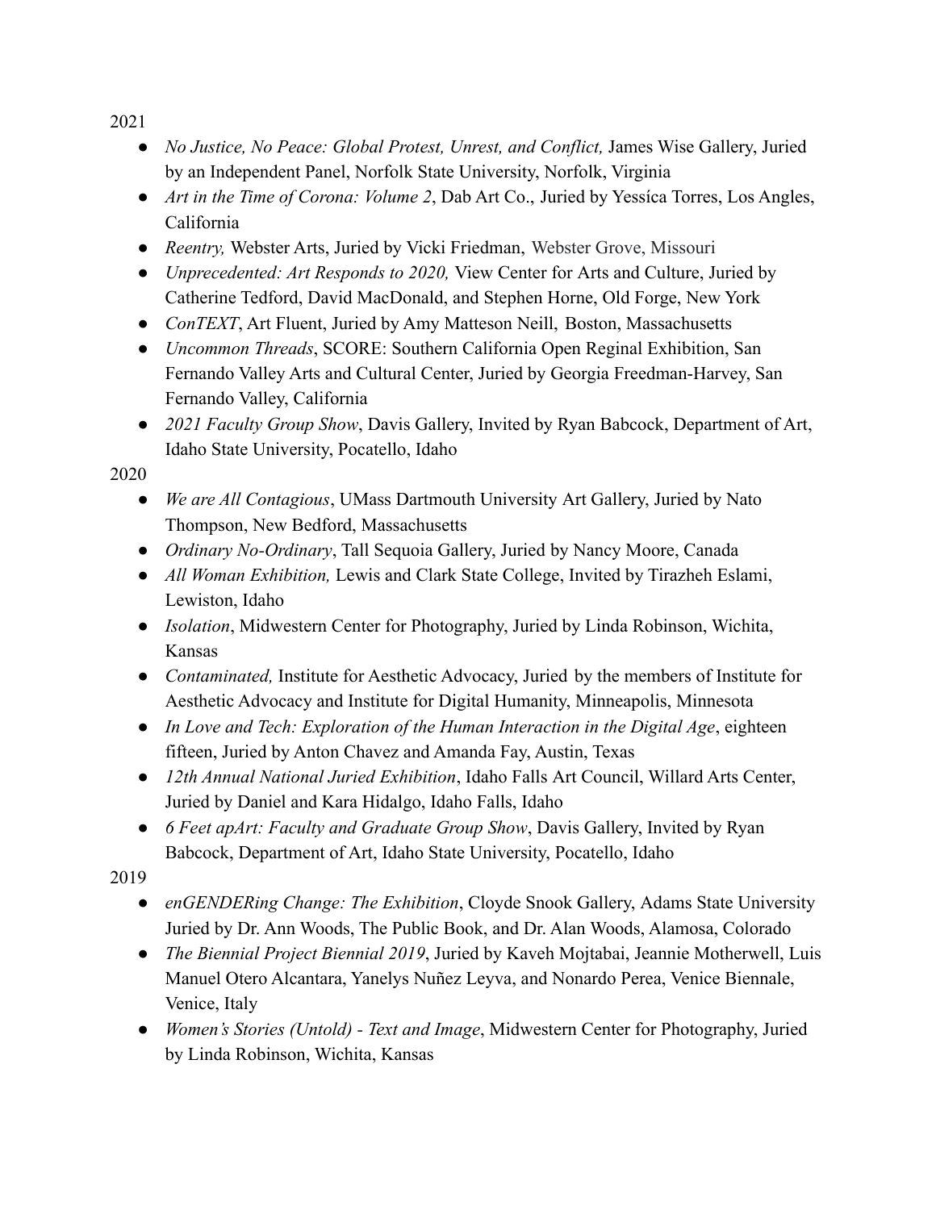2021

- *No Justice, No Peace: Global Protest, Unrest, and Conflict,* James Wise Gallery, Juried by an Independent Panel, Norfolk State University, Norfolk, Virginia
- *Art in the Time of Corona: Volume 2*, Dab Art Co., Juried by Yessíca Torres, Los Angles, California
- *Reentry,* Webster Arts, Juried by Vicki Friedman, Webster Grove, Missouri
- *Unprecedented: Art Responds to 2020,* View Center for Arts and Culture, Juried by Catherine Tedford, David MacDonald, and Stephen Horne, Old Forge, New York
- *ConTEXT*, Art Fluent, Juried by Amy Matteson Neill, Boston, Massachusetts
- *Uncommon Threads*, SCORE: Southern California Open Reginal Exhibition, San Fernando Valley Arts and Cultural Center, Juried by Georgia Freedman-Harvey, San Fernando Valley, California
- *2021 Faculty Group Show*, Davis Gallery, Invited by Ryan Babcock, Department of Art, Idaho State University, Pocatello, Idaho

2020

- *We are All Contagious*, UMass Dartmouth University Art Gallery, Juried by Nato Thompson, New Bedford, Massachusetts
- *Ordinary No-Ordinary*, Tall Sequoia Gallery, Juried by Nancy Moore, Canada
- *All Woman Exhibition,* Lewis and Clark State College, Invited by Tirazheh Eslami, Lewiston, Idaho
- *Isolation*, Midwestern Center for Photography, Juried by Linda Robinson, Wichita, Kansas
- *Contaminated,* Institute for Aesthetic Advocacy, Juried by the members of Institute for Aesthetic Advocacy and Institute for Digital Humanity, Minneapolis, Minnesota
- *In Love and Tech: Exploration of the Human Interaction in the Digital Age*, eighteen fifteen, Juried by Anton Chavez and Amanda Fay, Austin, Texas
- *12th Annual National Juried Exhibition*, Idaho Falls Art Council, Willard Arts Center, Juried by Daniel and Kara Hidalgo, Idaho Falls, Idaho
- *6 Feet apArt: Faculty and Graduate Group Show*, Davis Gallery, Invited by Ryan Babcock, Department of Art, Idaho State University, Pocatello, Idaho

2019

- *enGENDERing Change: The Exhibition*, Cloyde Snook Gallery, Adams State University Juried by Dr. Ann Woods, The Public Book, and Dr. Alan Woods, Alamosa, Colorado
- *The Biennial Project Biennial 2019*, Juried by Kaveh Mojtabai, Jeannie Motherwell, Luis Manuel Otero Alcantara, Yanelys Nuñez Leyva, and Nonardo Perea, Venice Biennale, Venice, Italy
- *Women's Stories (Untold) - Text and Image*, Midwestern Center for Photography, Juried by Linda Robinson, Wichita, Kansas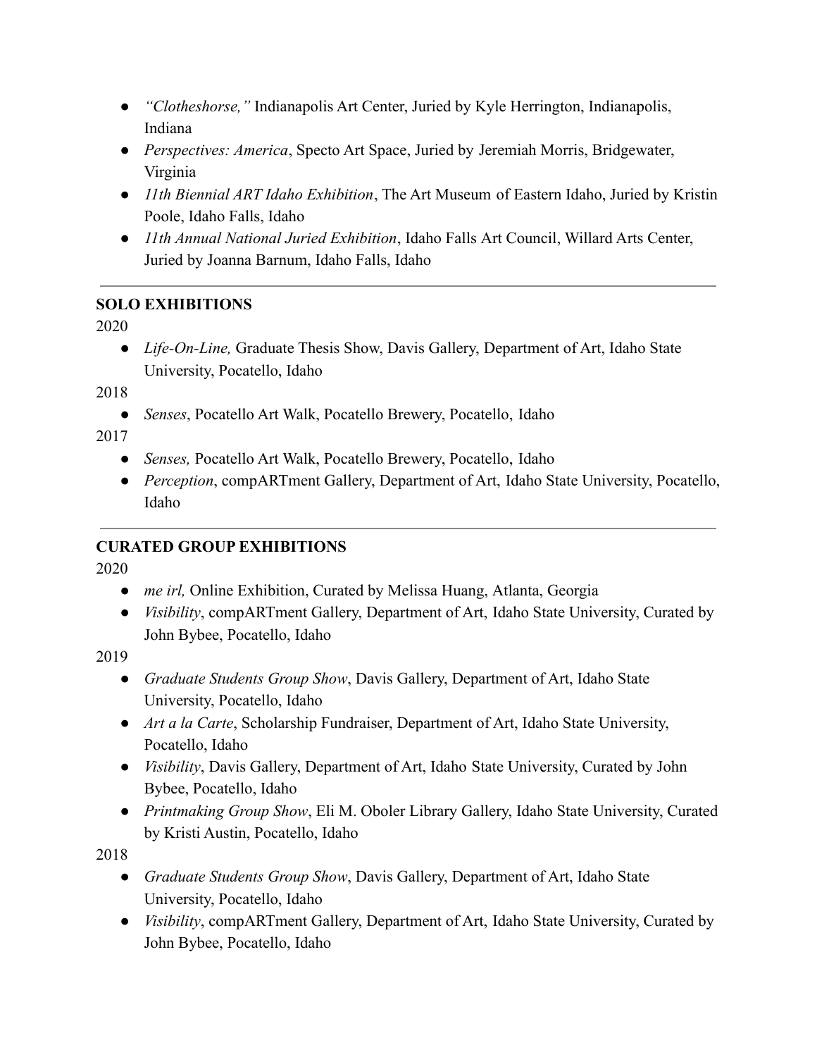- *"Clotheshorse,"* Indianapolis Art Center, Juried by Kyle Herrington, Indianapolis, Indiana
- *Perspectives: America*, Specto Art Space, Juried by Jeremiah Morris, Bridgewater, Virginia
- *11th Biennial ART Idaho Exhibition*, The Art Museum of Eastern Idaho, Juried by Kristin Poole, Idaho Falls, Idaho
- *11th Annual National Juried Exhibition*, Idaho Falls Art Council, Willard Arts Center, Juried by Joanna Barnum, Idaho Falls, Idaho

---

**SOLO EXHIBITIONS**

2020

- *Life-On-Line,* Graduate Thesis Show, Davis Gallery, Department of Art, Idaho State University, Pocatello, Idaho

2018

- *Senses*, Pocatello Art Walk, Pocatello Brewery, Pocatello, Idaho

2017

- *Senses,* Pocatello Art Walk, Pocatello Brewery, Pocatello, Idaho
- *Perception*, compARTment Gallery, Department of Art, Idaho State University, Pocatello, Idaho

---

**CURATED GROUP EXHIBITIONS**

2020

- *me irl,* Online Exhibition, Curated by Melissa Huang, Atlanta, Georgia
- *Visibility*, compARTment Gallery, Department of Art, Idaho State University, Curated by John Bybee, Pocatello, Idaho

2019

- *Graduate Students Group Show*, Davis Gallery, Department of Art, Idaho State University, Pocatello, Idaho
- *Art a la Carte*, Scholarship Fundraiser, Department of Art, Idaho State University, Pocatello, Idaho
- *Visibility*, Davis Gallery, Department of Art, Idaho State University, Curated by John Bybee, Pocatello, Idaho
- *Printmaking Group Show*, Eli M. Oboler Library Gallery, Idaho State University, Curated by Kristi Austin, Pocatello, Idaho

2018

- *Graduate Students Group Show*, Davis Gallery, Department of Art, Idaho State University, Pocatello, Idaho
- *Visibility*, compARTment Gallery, Department of Art, Idaho State University, Curated by John Bybee, Pocatello, Idaho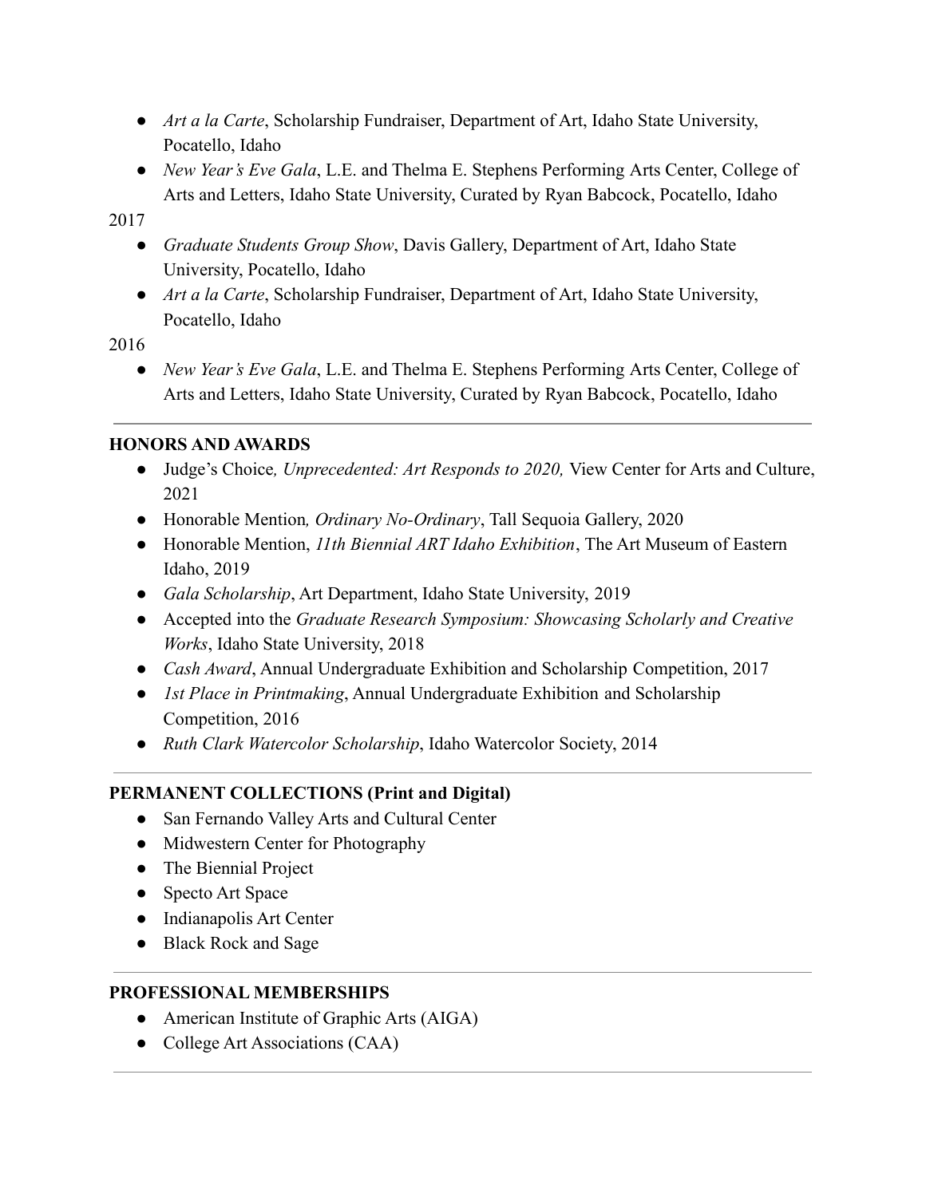- *Art a la Carte*, Scholarship Fundraiser, Department of Art, Idaho State University, Pocatello, Idaho
- *New Year's Eve Gala*, L.E. and Thelma E. Stephens Performing Arts Center, College of Arts and Letters, Idaho State University, Curated by Ryan Babcock, Pocatello, Idaho

2017

- *Graduate Students Group Show*, Davis Gallery, Department of Art, Idaho State University, Pocatello, Idaho
- *Art a la Carte*, Scholarship Fundraiser, Department of Art, Idaho State University, Pocatello, Idaho

2016

- *New Year's Eve Gala*, L.E. and Thelma E. Stephens Performing Arts Center, College of Arts and Letters, Idaho State University, Curated by Ryan Babcock, Pocatello, Idaho

---

**HONORS AND AWARDS**

- Judge's Choice*, Unprecedented: Art Responds to 2020,* View Center for Arts and Culture, 2021
- Honorable Mention*, Ordinary No-Ordinary*, Tall Sequoia Gallery, 2020
- Honorable Mention, *11th Biennial ART Idaho Exhibition*, The Art Museum of Eastern Idaho, 2019
- *Gala Scholarship*, Art Department, Idaho State University, 2019
- Accepted into the *Graduate Research Symposium: Showcasing Scholarly and Creative Works*, Idaho State University, 2018
- *Cash Award*, Annual Undergraduate Exhibition and Scholarship Competition, 2017
- *1st Place in Printmaking*, Annual Undergraduate Exhibition and Scholarship Competition, 2016
- *Ruth Clark Watercolor Scholarship*, Idaho Watercolor Society, 2014

---

**PERMANENT COLLECTIONS (Print and Digital)**

- San Fernando Valley Arts and Cultural Center
- Midwestern Center for Photography
- The Biennial Project
- Specto Art Space
- Indianapolis Art Center
- Black Rock and Sage

---

**PROFESSIONAL MEMBERSHIPS**

- American Institute of Graphic Arts (AIGA)
- College Art Associations (CAA)

---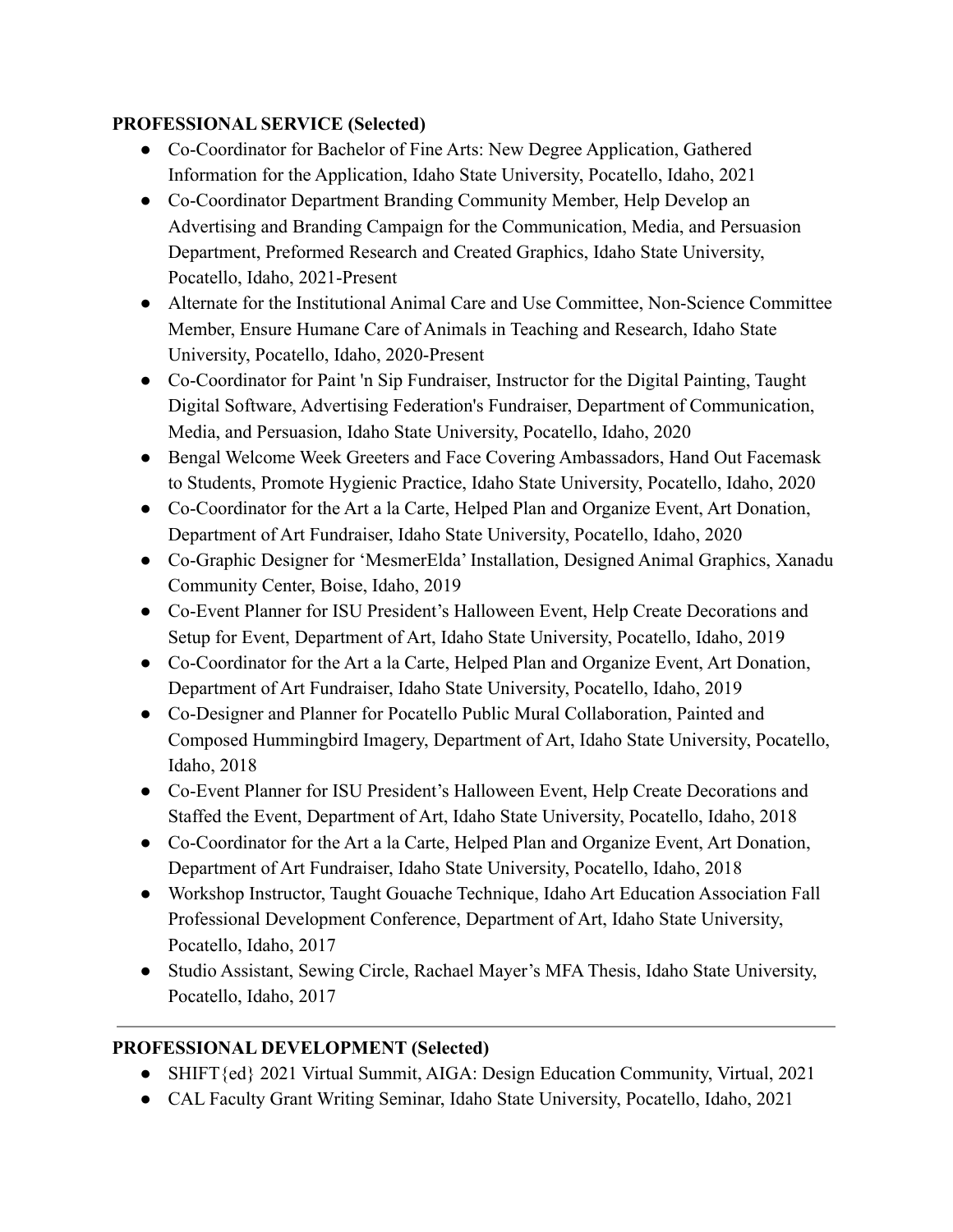**PROFESSIONAL SERVICE (Selected)**

- Co-Coordinator for Bachelor of Fine Arts: New Degree Application, Gathered Information for the Application, Idaho State University, Pocatello, Idaho, 2021
- Co-Coordinator Department Branding Community Member, Help Develop an Advertising and Branding Campaign for the Communication, Media, and Persuasion Department, Preformed Research and Created Graphics, Idaho State University, Pocatello, Idaho, 2021-Present
- Alternate for the Institutional Animal Care and Use Committee, Non-Science Committee Member, Ensure Humane Care of Animals in Teaching and Research, Idaho State University, Pocatello, Idaho, 2020-Present
- Co-Coordinator for Paint 'n Sip Fundraiser, Instructor for the Digital Painting, Taught Digital Software, Advertising Federation's Fundraiser, Department of Communication, Media, and Persuasion, Idaho State University, Pocatello, Idaho, 2020
- Bengal Welcome Week Greeters and Face Covering Ambassadors, Hand Out Facemask to Students, Promote Hygienic Practice, Idaho State University, Pocatello, Idaho, 2020
- Co-Coordinator for the Art a la Carte, Helped Plan and Organize Event, Art Donation, Department of Art Fundraiser, Idaho State University, Pocatello, Idaho, 2020
- Co-Graphic Designer for 'MesmerElda' Installation, Designed Animal Graphics, Xanadu Community Center, Boise, Idaho, 2019
- Co-Event Planner for ISU President's Halloween Event, Help Create Decorations and Setup for Event, Department of Art, Idaho State University, Pocatello, Idaho, 2019
- Co-Coordinator for the Art a la Carte, Helped Plan and Organize Event, Art Donation, Department of Art Fundraiser, Idaho State University, Pocatello, Idaho, 2019
- Co-Designer and Planner for Pocatello Public Mural Collaboration, Painted and Composed Hummingbird Imagery, Department of Art, Idaho State University, Pocatello, Idaho, 2018
- Co-Event Planner for ISU President's Halloween Event, Help Create Decorations and Staffed the Event, Department of Art, Idaho State University, Pocatello, Idaho, 2018
- Co-Coordinator for the Art a la Carte, Helped Plan and Organize Event, Art Donation, Department of Art Fundraiser, Idaho State University, Pocatello, Idaho, 2018
- Workshop Instructor, Taught Gouache Technique, Idaho Art Education Association Fall Professional Development Conference, Department of Art, Idaho State University, Pocatello, Idaho, 2017
- Studio Assistant, Sewing Circle, Rachael Mayer's MFA Thesis, Idaho State University, Pocatello, Idaho, 2017

---

**PROFESSIONAL DEVELOPMENT (Selected)**

- SHIFT{ed} 2021 Virtual Summit, AIGA: Design Education Community, Virtual, 2021
- CAL Faculty Grant Writing Seminar, Idaho State University, Pocatello, Idaho, 2021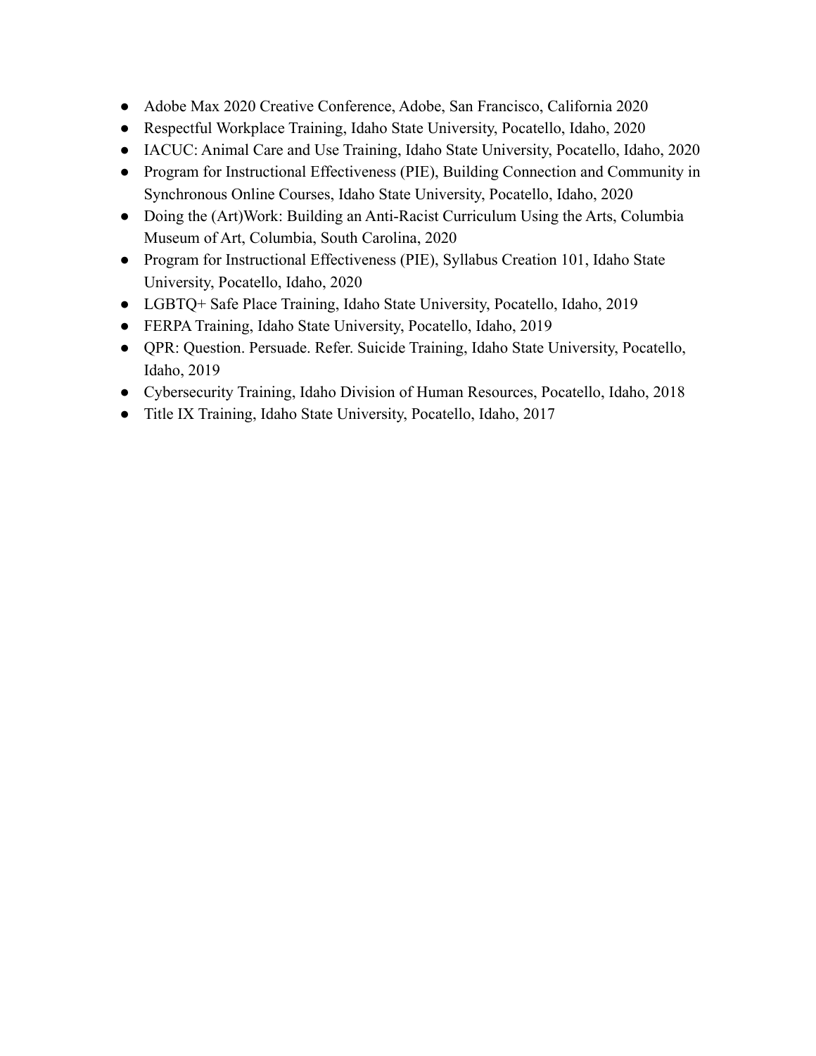- Adobe Max 2020 Creative Conference, Adobe, San Francisco, California 2020
- Respectful Workplace Training, Idaho State University, Pocatello, Idaho, 2020
- IACUC: Animal Care and Use Training, Idaho State University, Pocatello, Idaho, 2020
- Program for Instructional Effectiveness (PIE), Building Connection and Community in Synchronous Online Courses, Idaho State University, Pocatello, Idaho, 2020
- Doing the (Art)Work: Building an Anti-Racist Curriculum Using the Arts, Columbia Museum of Art, Columbia, South Carolina, 2020
- Program for Instructional Effectiveness (PIE), Syllabus Creation 101, Idaho State University, Pocatello, Idaho, 2020
- LGBTQ+ Safe Place Training, Idaho State University, Pocatello, Idaho, 2019
- FERPA Training, Idaho State University, Pocatello, Idaho, 2019
- QPR: Question. Persuade. Refer. Suicide Training, Idaho State University, Pocatello, Idaho, 2019
- Cybersecurity Training, Idaho Division of Human Resources, Pocatello, Idaho, 2018
- Title IX Training, Idaho State University, Pocatello, Idaho, 2017